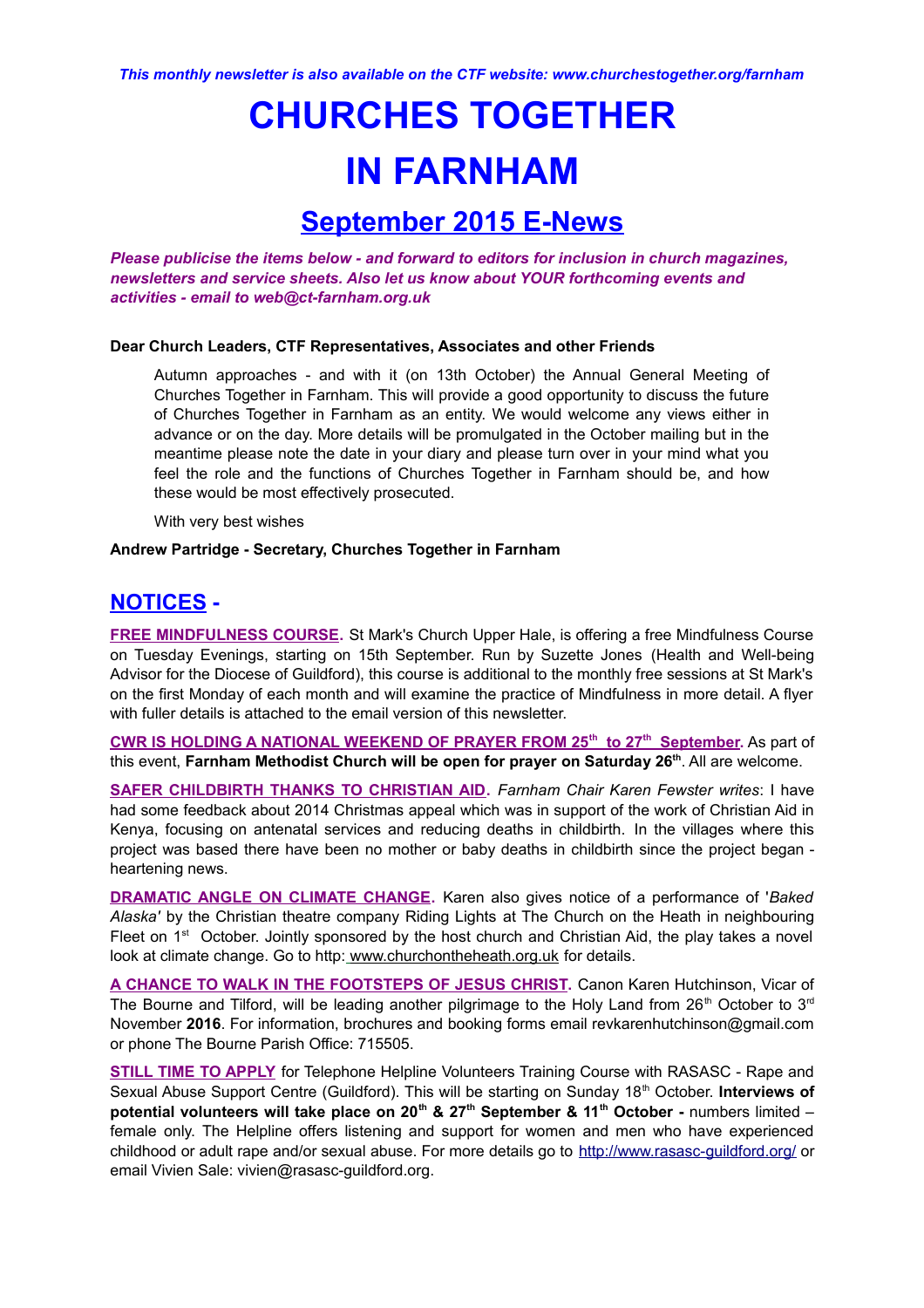*This monthly newsletter is also available on the CTF website: www.churchestogether.org/farnham*

# CHURCHES TOGETHER IN FARNHAM

## September 2015 E-News

***Please publicise the items below - and forward to editors for inclusion in church magazines, newsletters and service sheets. Also let us know about YOUR forthcoming events and activities - email to web@ct-farnham.org.uk***

**Dear Church Leaders, CTF Representatives, Associates and other Friends**

Autumn approaches - and with it (on 13th October) the Annual General Meeting of Churches Together in Farnham. This will provide a good opportunity to discuss the future of Churches Together in Farnham as an entity. We would welcome any views either in advance or on the day. More details will be promulgated in the October mailing but in the meantime please note the date in your diary and please turn over in your mind what you feel the role and the functions of Churches Together in Farnham should be, and how these would be most effectively prosecuted.

With very best wishes

**Andrew Partridge - Secretary, Churches Together in Farnham**

## NOTICES -

**FREE MINDFULNESS COURSE.** St Mark's Church Upper Hale, is offering a free Mindfulness Course on Tuesday Evenings, starting on 15th September. Run by Suzette Jones (Health and Well-being Advisor for the Diocese of Guildford), this course is additional to the monthly free sessions at St Mark's on the first Monday of each month and will examine the practice of Mindfulness in more detail. A flyer with fuller details is attached to the email version of this newsletter.

**CWR IS HOLDING A NATIONAL WEEKEND OF PRAYER FROM 25th to 27th September.** As part of this event, **Farnham Methodist Church will be open for prayer on Saturday 26th**. All are welcome.

**SAFER CHILDBIRTH THANKS TO CHRISTIAN AID.** *Farnham Chair Karen Fewster writes*: I have had some feedback about 2014 Christmas appeal which was in support of the work of Christian Aid in Kenya, focusing on antenatal services and reducing deaths in childbirth. In the villages where this project was based there have been no mother or baby deaths in childbirth since the project began - heartening news.

**DRAMATIC ANGLE ON CLIMATE CHANGE.** Karen also gives notice of a performance of '*Baked Alaska'* by the Christian theatre company Riding Lights at The Church on the Heath in neighbouring Fleet on 1st October. Jointly sponsored by the host church and Christian Aid, the play takes a novel look at climate change. Go to http: www.churchontheheath.org.uk for details.

**A CHANCE TO WALK IN THE FOOTSTEPS OF JESUS CHRIST.** Canon Karen Hutchinson, Vicar of The Bourne and Tilford, will be leading another pilgrimage to the Holy Land from 26th October to 3rd November **2016**. For information, brochures and booking forms email revkarenhutchinson@gmail.com or phone The Bourne Parish Office: 715505.

**STILL TIME TO APPLY** for Telephone Helpline Volunteers Training Course with RASASC - Rape and Sexual Abuse Support Centre (Guildford). This will be starting on Sunday 18th October. **Interviews of potential volunteers will take place on 20th & 27th September & 11th October -** numbers limited – female only. The Helpline offers listening and support for women and men who have experienced childhood or adult rape and/or sexual abuse. For more details go to http://www.rasasc-guildford.org/ or email Vivien Sale: vivien@rasasc-guildford.org.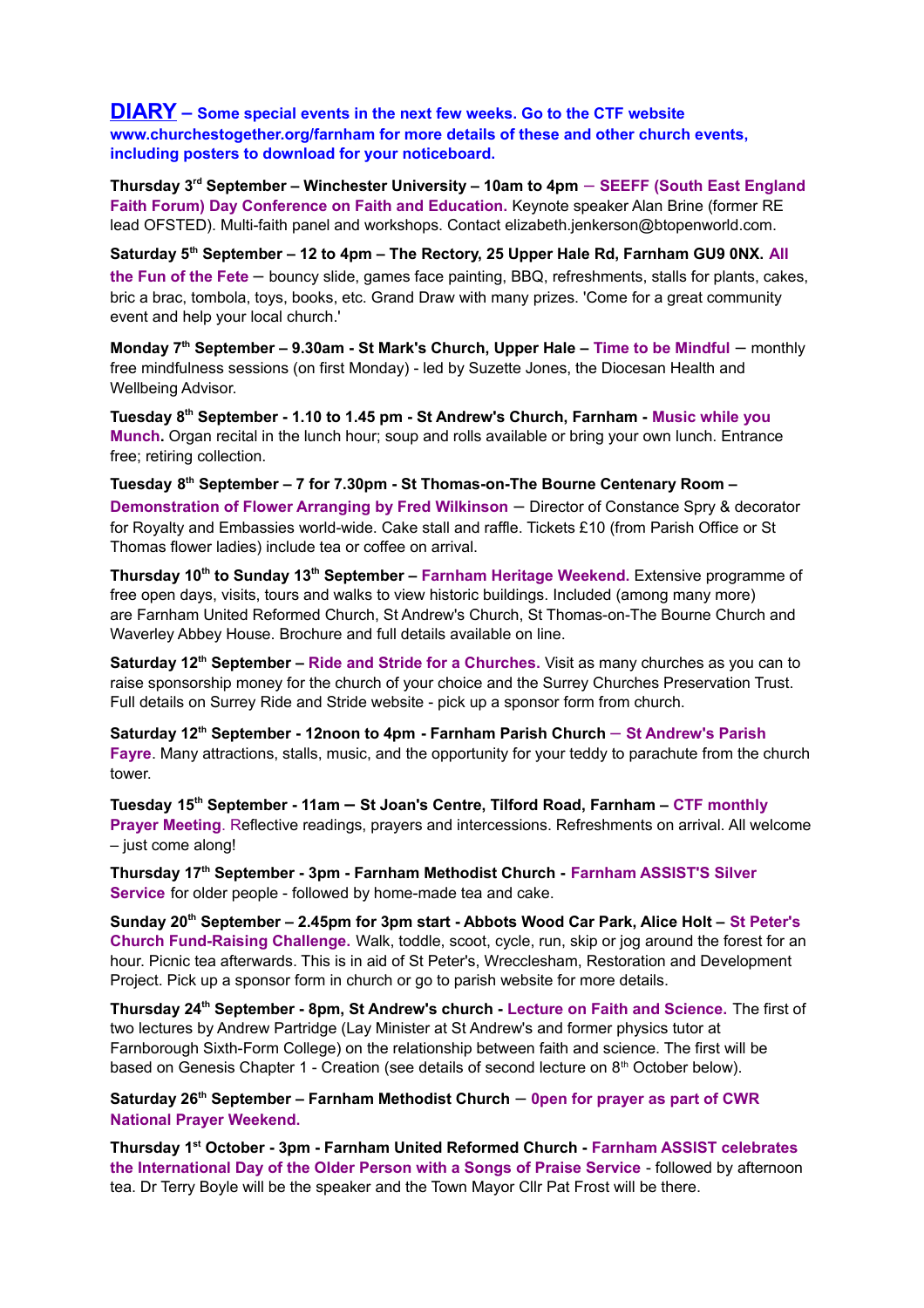**DIARY – Some special events in the next few weeks. Go to the CTF website www.churchestogether.org/farnham for more details of these and other church events, including posters to download for your noticeboard.**

**Thursday 3rd September – Winchester University – 10am to 4pm** – **SEEFF (South East England Faith Forum) Day Conference on Faith and Education.** Keynote speaker Alan Brine (former RE lead OFSTED). Multi-faith panel and workshops. Contact elizabeth.jenkerson@btopenworld.com.

**Saturday 5th September – 12 to 4pm – The Rectory, 25 Upper Hale Rd, Farnham GU9 0NX. All the Fun of the Fete** – bouncy slide, games face painting, BBQ, refreshments, stalls for plants, cakes, bric a brac, tombola, toys, books, etc. Grand Draw with many prizes. 'Come for a great community event and help your local church.'

**Monday 7th September – 9.30am - St Mark's Church, Upper Hale – Time to be Mindful** – monthly free mindfulness sessions (on first Monday) - led by Suzette Jones, the Diocesan Health and Wellbeing Advisor.

**Tuesday 8th September - 1.10 to 1.45 pm - St Andrew's Church, Farnham - Music while you Munch.** Organ recital in the lunch hour; soup and rolls available or bring your own lunch. Entrance free; retiring collection.

**Tuesday 8th September – 7 for 7.30pm - St Thomas-on-The Bourne Centenary Room – Demonstration of Flower Arranging by Fred Wilkinson** – Director of Constance Spry & decorator for Royalty and Embassies world-wide. Cake stall and raffle. Tickets £10 (from Parish Office or St Thomas flower ladies) include tea or coffee on arrival.

**Thursday 10th to Sunday 13th September – Farnham Heritage Weekend.** Extensive programme of free open days, visits, tours and walks to view historic buildings. Included (among many more) are Farnham United Reformed Church, St Andrew's Church, St Thomas-on-The Bourne Church and Waverley Abbey House. Brochure and full details available on line.

**Saturday 12th September – Ride and Stride for a Churches.** Visit as many churches as you can to raise sponsorship money for the church of your choice and the Surrey Churches Preservation Trust. Full details on Surrey Ride and Stride website - pick up a sponsor form from church.

**Saturday 12th September - 12noon to 4pm - Farnham Parish Church** – **St Andrew's Parish Fayre**. Many attractions, stalls, music, and the opportunity for your teddy to parachute from the church tower.

**Tuesday 15th September - 11am – St Joan's Centre, Tilford Road, Farnham – CTF monthly Prayer Meeting**. Reflective readings, prayers and intercessions. Refreshments on arrival. All welcome – just come along!

**Thursday 17th September - 3pm - Farnham Methodist Church - Farnham ASSIST'S Silver Service** for older people - followed by home-made tea and cake.

**Sunday 20th September – 2.45pm for 3pm start - Abbots Wood Car Park, Alice Holt – St Peter's Church Fund-Raising Challenge.** Walk, toddle, scoot, cycle, run, skip or jog around the forest for an hour. Picnic tea afterwards. This is in aid of St Peter's, Wrecclesham, Restoration and Development Project. Pick up a sponsor form in church or go to parish website for more details.

**Thursday 24th September - 8pm, St Andrew's church - Lecture on Faith and Science.** The first of two lectures by Andrew Partridge (Lay Minister at St Andrew's and former physics tutor at Farnborough Sixth-Form College) on the relationship between faith and science. The first will be based on Genesis Chapter 1 - Creation (see details of second lecture on 8th October below).

**Saturday 26th September – Farnham Methodist Church** – **0pen for prayer as part of CWR National Prayer Weekend.**

**Thursday 1st October - 3pm - Farnham United Reformed Church - Farnham ASSIST celebrates the International Day of the Older Person with a Songs of Praise Service** - followed by afternoon tea. Dr Terry Boyle will be the speaker and the Town Mayor Cllr Pat Frost will be there.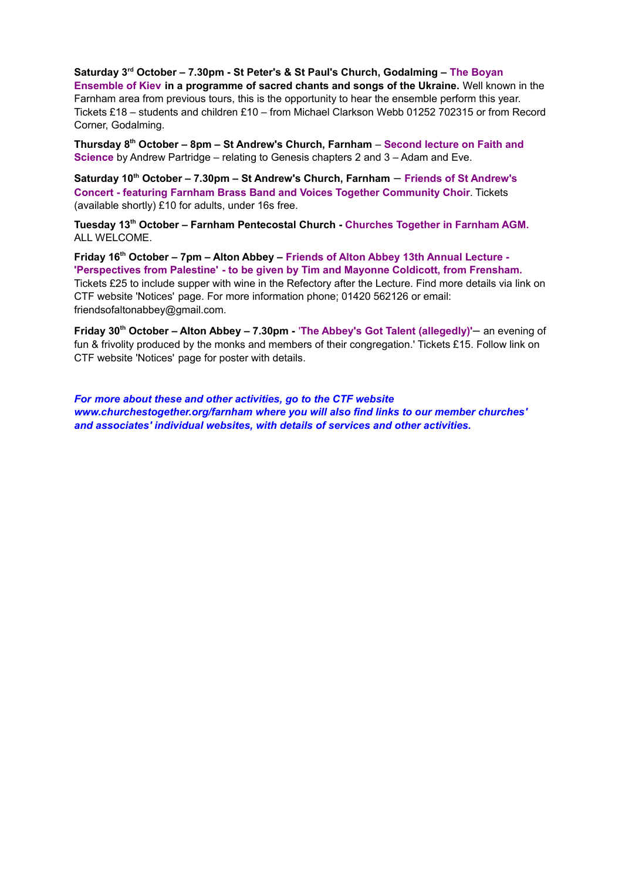**Saturday 3rd October – 7.30pm - St Peter's & St Paul's Church, Godalming – The Boyan Ensemble of Kiev in a programme of sacred chants and songs of the Ukraine.** Well known in the Farnham area from previous tours, this is the opportunity to hear the ensemble perform this year. Tickets £18 – students and children £10 – from Michael Clarkson Webb 01252 702315 or from Record Corner, Godalming.

**Thursday 8th October – 8pm – St Andrew's Church, Farnham** – **Second lecture on Faith and Science** by Andrew Partridge – relating to Genesis chapters 2 and 3 – Adam and Eve.

**Saturday 10th October – 7.30pm – St Andrew's Church, Farnham** – **Friends of St Andrew's Concert - featuring Farnham Brass Band and Voices Together Community Choir**. Tickets (available shortly) £10 for adults, under 16s free.

**Tuesday 13th October – Farnham Pentecostal Church - Churches Together in Farnham AGM.** ALL WELCOME.

**Friday 16th October – 7pm – Alton Abbey – Friends of Alton Abbey 13th Annual Lecture - 'Perspectives from Palestine' - to be given by Tim and Mayonne Coldicott, from Frensham.** Tickets £25 to include supper with wine in the Refectory after the Lecture. Find more details via link on CTF website 'Notices' page. For more information phone: 01420 562126 or email: friendsofaltonabbey@gmail.com.

**Friday 30th October – Alton Abbey – 7.30pm - 'The Abbey's Got Talent (allegedly)'**– an evening of fun & frivolity produced by the monks and members of their congregation.' Tickets £15. Follow link on CTF website 'Notices' page for poster with details.

***For more about these and other activities, go to the CTF website www.churchestogether.org/farnham where you will also find links to our member churches' and associates' individual websites, with details of services and other activities.***